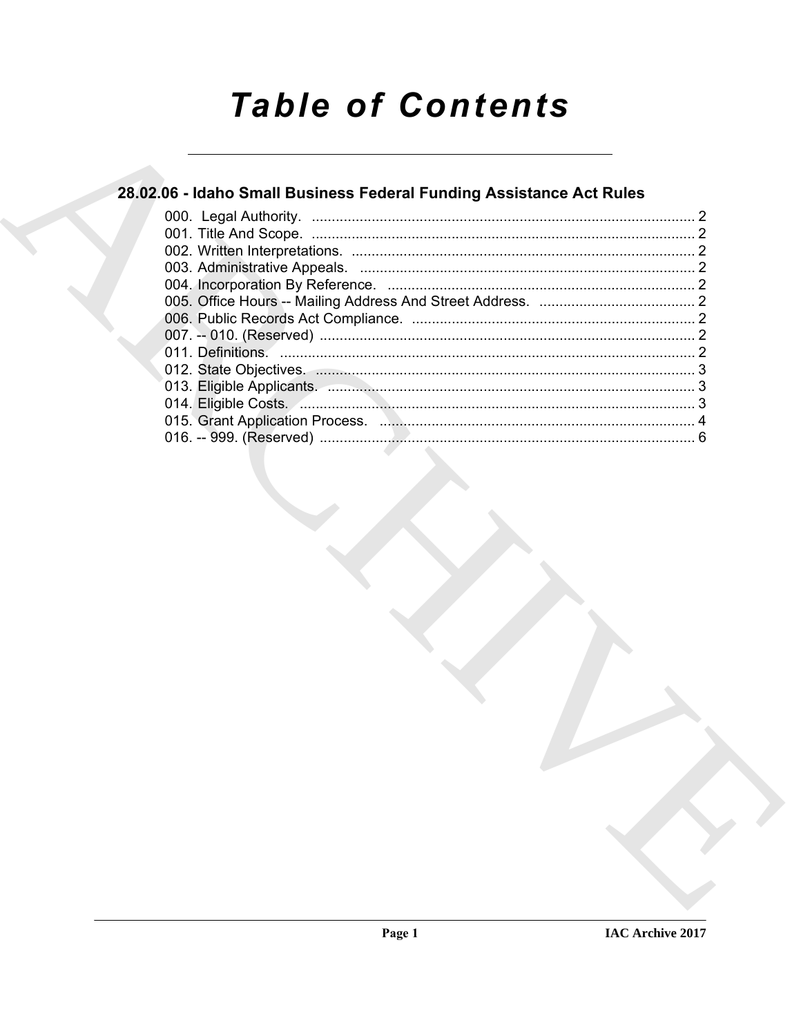# Table of Contents

## 28.02.06 - Idaho Small Business Federal Funding Assistance Act Rules

000. Legal Authority. .................................................................................................. 2
001. Title And Scope. .................................................................................................. 2
002. Written Interpretations. ....................................................................................... 2
003. Administrative Appeals. ...................................................................................... 2
004. Incorporation By Reference. ............................................................................... 2
005. Office Hours -- Mailing Address And Street Address. ........................................ 2
006. Public Records Act Compliance. ........................................................................ 2
007. -- 010. (Reserved) ............................................................................................... 2
011. Definitions. .......................................................................................................... 2
012. State Objectives. ................................................................................................. 3
013. Eligible Applicants. .............................................................................................. 3
014. Eligible Costs. ..................................................................................................... 3
015. Grant Application Process. .................................................................................. 4
016. -- 999. (Reserved) ............................................................................................... 6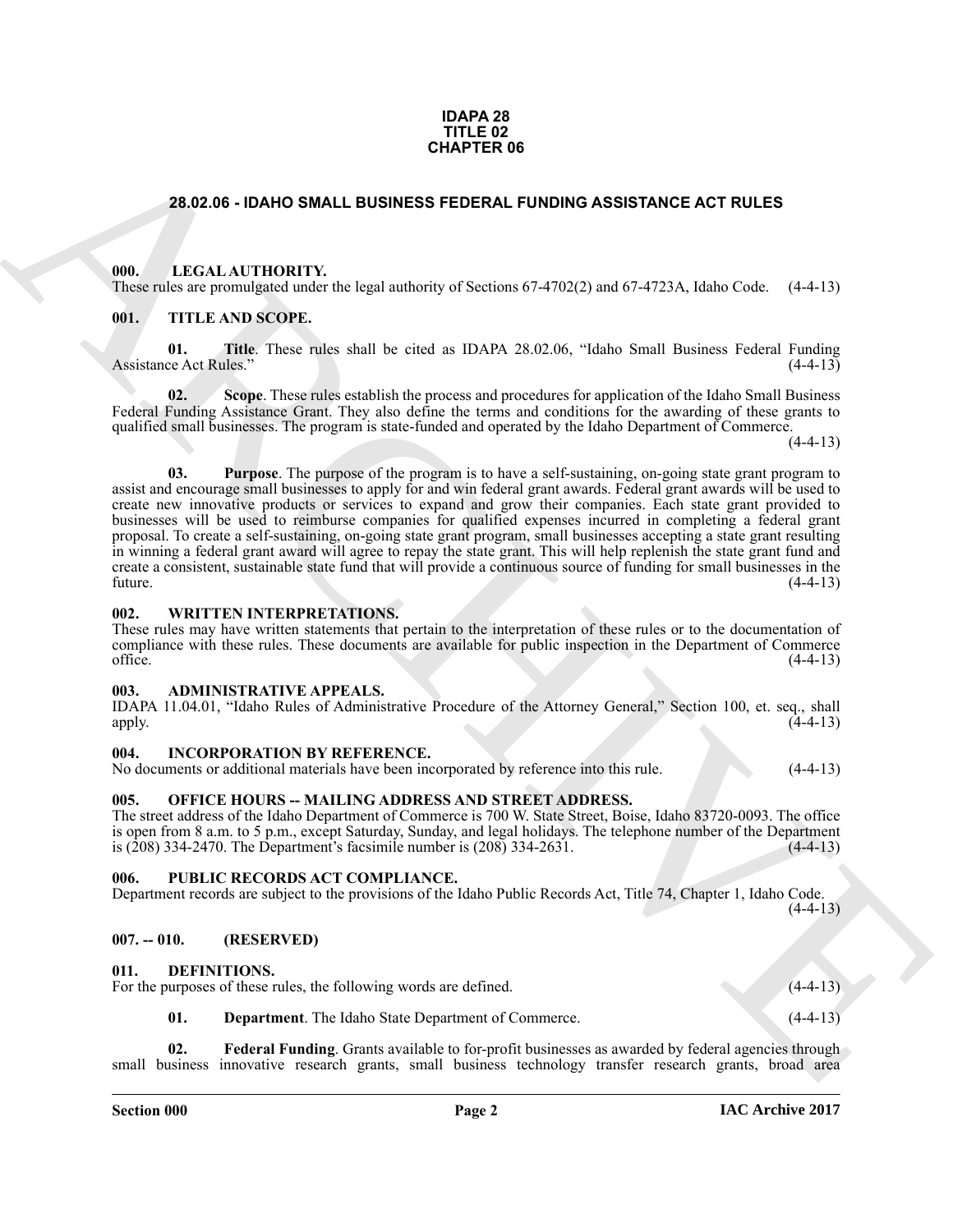**IDAPA 28**
**TITLE 02**
**CHAPTER 06**

## 28.02.06 - IDAHO SMALL BUSINESS FEDERAL FUNDING ASSISTANCE ACT RULES

### 000. LEGAL AUTHORITY.

These rules are promulgated under the legal authority of Sections 67-4702(2) and 67-4723A, Idaho Code. (4-4-13)

### 001. TITLE AND SCOPE.

**01. Title**. These rules shall be cited as IDAPA 28.02.06, "Idaho Small Business Federal Funding Assistance Act Rules." (4-4-13)

**02. Scope**. These rules establish the process and procedures for application of the Idaho Small Business Federal Funding Assistance Grant. They also define the terms and conditions for the awarding of these grants to qualified small businesses. The program is state-funded and operated by the Idaho Department of Commerce. (4-4-13)

**03. Purpose**. The purpose of the program is to have a self-sustaining, on-going state grant program to assist and encourage small businesses to apply for and win federal grant awards. Federal grant awards will be used to create new innovative products or services to expand and grow their companies. Each state grant provided to businesses will be used to reimburse companies for qualified expenses incurred in completing a federal grant proposal. To create a self-sustaining, on-going state grant program, small businesses accepting a state grant resulting in winning a federal grant award will agree to repay the state grant. This will help replenish the state grant fund and create a consistent, sustainable state fund that will provide a continuous source of funding for small businesses in the future. (4-4-13)

### 002. WRITTEN INTERPRETATIONS.

These rules may have written statements that pertain to the interpretation of these rules or to the documentation of compliance with these rules. These documents are available for public inspection in the Department of Commerce office. (4-4-13)

### 003. ADMINISTRATIVE APPEALS.

IDAPA 11.04.01, "Idaho Rules of Administrative Procedure of the Attorney General," Section 100, et. seq., shall apply. (4-4-13)

### 004. INCORPORATION BY REFERENCE.

No documents or additional materials have been incorporated by reference into this rule. (4-4-13)

### 005. OFFICE HOURS -- MAILING ADDRESS AND STREET ADDRESS.

The street address of the Idaho Department of Commerce is 700 W. State Street, Boise, Idaho 83720-0093. The office is open from 8 a.m. to 5 p.m., except Saturday, Sunday, and legal holidays. The telephone number of the Department is (208) 334-2470. The Department's facsimile number is (208) 334-2631. (4-4-13)

### 006. PUBLIC RECORDS ACT COMPLIANCE.

Department records are subject to the provisions of the Idaho Public Records Act, Title 74, Chapter 1, Idaho Code. (4-4-13)

### 007. -- 010. (RESERVED)

### 011. DEFINITIONS.

For the purposes of these rules, the following words are defined. (4-4-13)

**01. Department**. The Idaho State Department of Commerce. (4-4-13)

**02. Federal Funding**. Grants available to for-profit businesses as awarded by federal agencies through small business innovative research grants, small business technology transfer research grants, broad area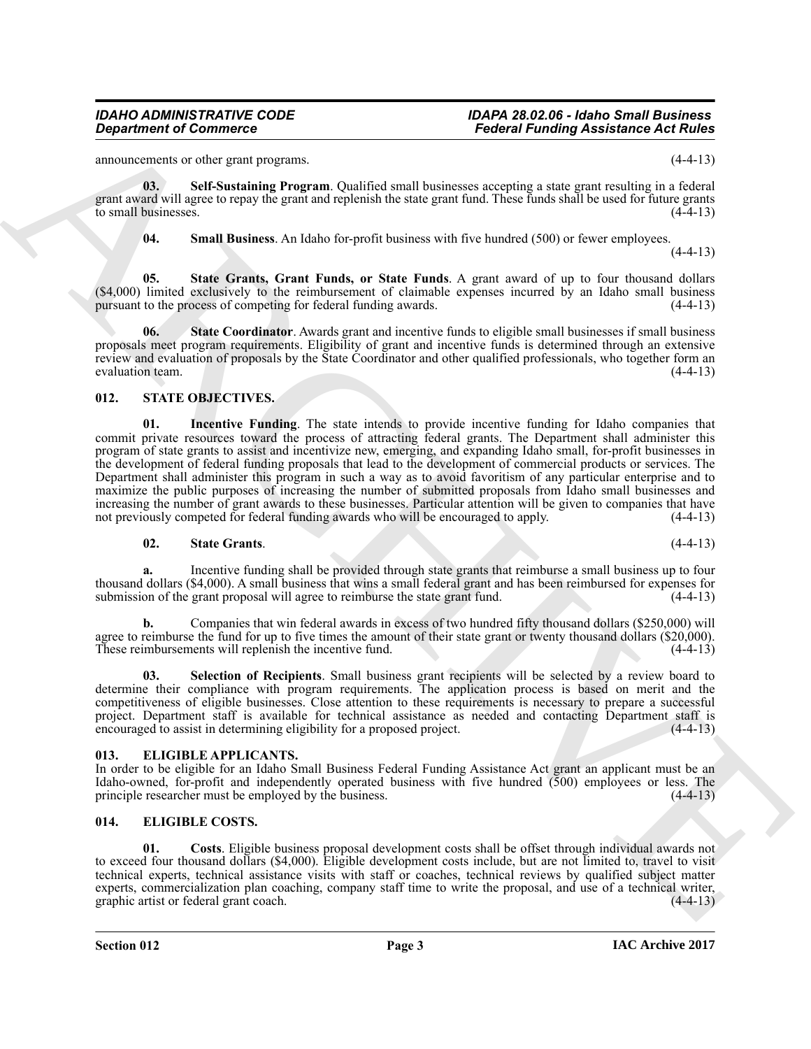announcements or other grant programs. (4-4-13)

**03. Self-Sustaining Program**. Qualified small businesses accepting a state grant resulting in a federal grant award will agree to repay the grant and replenish the state grant fund. These funds shall be used for future grants to small businesses. (4-4-13)

**04. Small Business**. An Idaho for-profit business with five hundred (500) or fewer employees. (4-4-13)

**05. State Grants, Grant Funds, or State Funds**. A grant award of up to four thousand dollars ($4,000) limited exclusively to the reimbursement of claimable expenses incurred by an Idaho small business pursuant to the process of competing for federal funding awards. (4-4-13)

**06. State Coordinator**. Awards grant and incentive funds to eligible small businesses if small business proposals meet program requirements. Eligibility of grant and incentive funds is determined through an extensive review and evaluation of proposals by the State Coordinator and other qualified professionals, who together form an evaluation team. (4-4-13)

## 012. STATE OBJECTIVES.

**01. Incentive Funding**. The state intends to provide incentive funding for Idaho companies that commit private resources toward the process of attracting federal grants. The Department shall administer this program of state grants to assist and incentivize new, emerging, and expanding Idaho small, for-profit businesses in the development of federal funding proposals that lead to the development of commercial products or services. The Department shall administer this program in such a way as to avoid favoritism of any particular enterprise and to maximize the public purposes of increasing the number of submitted proposals from Idaho small businesses and increasing the number of grant awards to these businesses. Particular attention will be given to companies that have not previously competed for federal funding awards who will be encouraged to apply. (4-4-13)

**02. State Grants**. (4-4-13)

**a.** Incentive funding shall be provided through state grants that reimburse a small business up to four thousand dollars ($4,000). A small business that wins a small federal grant and has been reimbursed for expenses for submission of the grant proposal will agree to reimburse the state grant fund. (4-4-13)

**b.** Companies that win federal awards in excess of two hundred fifty thousand dollars ($250,000) will agree to reimburse the fund for up to five times the amount of their state grant or twenty thousand dollars ($20,000). These reimbursements will replenish the incentive fund. (4-4-13)

**03. Selection of Recipients**. Small business grant recipients will be selected by a review board to determine their compliance with program requirements. The application process is based on merit and the competitiveness of eligible businesses. Close attention to these requirements is necessary to prepare a successful project. Department staff is available for technical assistance as needed and contacting Department staff is encouraged to assist in determining eligibility for a proposed project. (4-4-13)

## 013. ELIGIBLE APPLICANTS.

In order to be eligible for an Idaho Small Business Federal Funding Assistance Act grant an applicant must be an Idaho-owned, for-profit and independently operated business with five hundred (500) employees or less. The principle researcher must be employed by the business. (4-4-13)

## 014. ELIGIBLE COSTS.

**01. Costs**. Eligible business proposal development costs shall be offset through individual awards not to exceed four thousand dollars ($4,000). Eligible development costs include, but are not limited to, travel to visit technical experts, technical assistance visits with staff or coaches, technical reviews by qualified subject matter experts, commercialization plan coaching, company staff time to write the proposal, and use of a technical writer, graphic artist or federal grant coach. (4-4-13)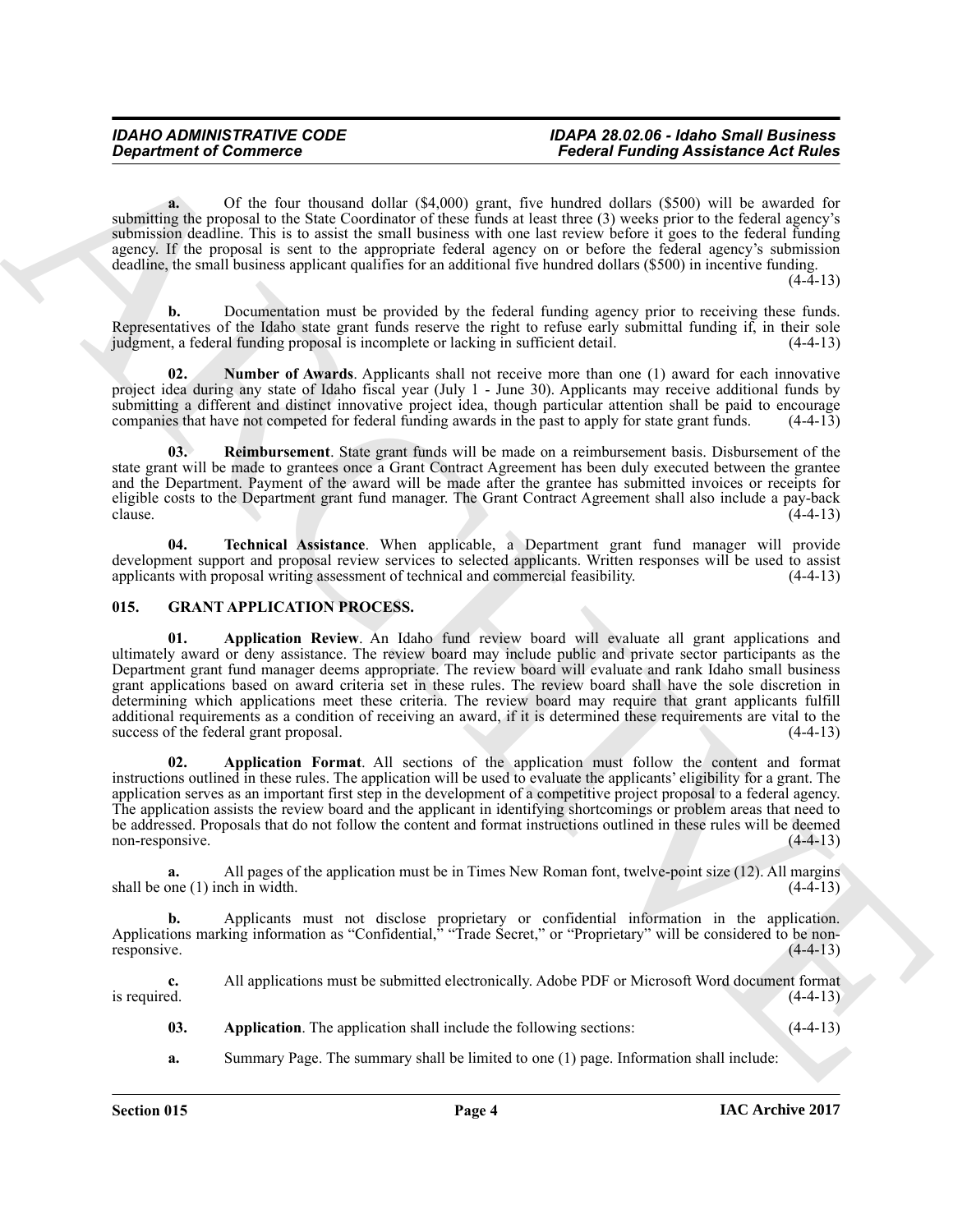**a.** Of the four thousand dollar ($4,000) grant, five hundred dollars ($500) will be awarded for submitting the proposal to the State Coordinator of these funds at least three (3) weeks prior to the federal agency's submission deadline. This is to assist the small business with one last review before it goes to the federal funding agency. If the proposal is sent to the appropriate federal agency on or before the federal agency's submission deadline, the small business applicant qualifies for an additional five hundred dollars ($500) in incentive funding. (4-4-13)

**b.** Documentation must be provided by the federal funding agency prior to receiving these funds. Representatives of the Idaho state grant funds reserve the right to refuse early submittal funding if, in their sole judgment, a federal funding proposal is incomplete or lacking in sufficient detail. (4-4-13)

**02. Number of Awards**. Applicants shall not receive more than one (1) award for each innovative project idea during any state of Idaho fiscal year (July 1 - June 30). Applicants may receive additional funds by submitting a different and distinct innovative project idea, though particular attention shall be paid to encourage companies that have not competed for federal funding awards in the past to apply for state grant funds. (4-4-13)

**03. Reimbursement**. State grant funds will be made on a reimbursement basis. Disbursement of the state grant will be made to grantees once a Grant Contract Agreement has been duly executed between the grantee and the Department. Payment of the award will be made after the grantee has submitted invoices or receipts for eligible costs to the Department grant fund manager. The Grant Contract Agreement shall also include a pay-back clause. (4-4-13)

**04. Technical Assistance**. When applicable, a Department grant fund manager will provide development support and proposal review services to selected applicants. Written responses will be used to assist applicants with proposal writing assessment of technical and commercial feasibility. (4-4-13)

## 015. GRANT APPLICATION PROCESS.

**01. Application Review**. An Idaho fund review board will evaluate all grant applications and ultimately award or deny assistance. The review board may include public and private sector participants as the Department grant fund manager deems appropriate. The review board will evaluate and rank Idaho small business grant applications based on award criteria set in these rules. The review board shall have the sole discretion in determining which applications meet these criteria. The review board may require that grant applicants fulfill additional requirements as a condition of receiving an award, if it is determined these requirements are vital to the success of the federal grant proposal. (4-4-13)

**02. Application Format**. All sections of the application must follow the content and format instructions outlined in these rules. The application will be used to evaluate the applicants' eligibility for a grant. The application serves as an important first step in the development of a competitive project proposal to a federal agency. The application assists the review board and the applicant in identifying shortcomings or problem areas that need to be addressed. Proposals that do not follow the content and format instructions outlined in these rules will be deemed non-responsive. (4-4-13)

**a.** All pages of the application must be in Times New Roman font, twelve-point size (12). All margins shall be one (1) inch in width. (4-4-13)

**b.** Applicants must not disclose proprietary or confidential information in the application. Applications marking information as "Confidential," "Trade Secret," or "Proprietary" will be considered to be non-responsive. (4-4-13)

**c.** All applications must be submitted electronically. Adobe PDF or Microsoft Word document format is required. (4-4-13)

**03. Application**. The application shall include the following sections: (4-4-13)

**a.** Summary Page. The summary shall be limited to one (1) page. Information shall include: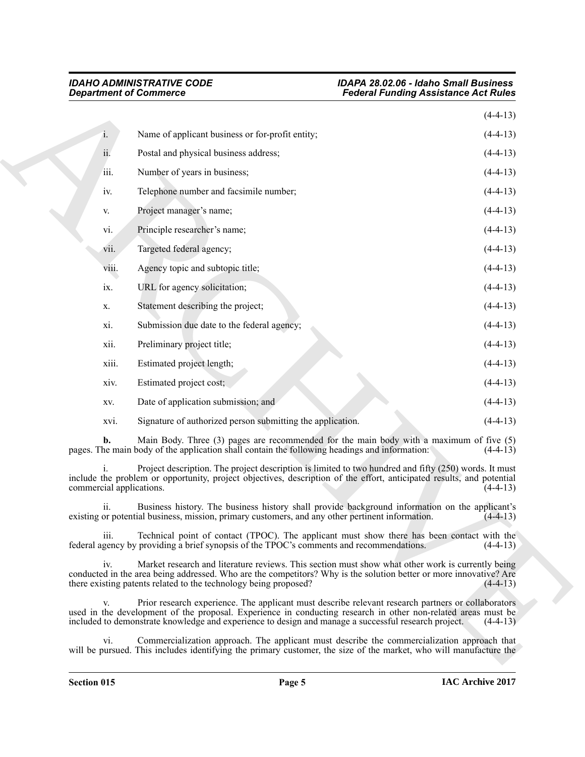(4-4-13)

i. Name of applicant business or for-profit entity; (4-4-13)

ii. Postal and physical business address; (4-4-13)

iii. Number of years in business; (4-4-13)

iv. Telephone number and facsimile number; (4-4-13)

v. Project manager's name; (4-4-13)

vi. Principle researcher's name; (4-4-13)

vii. Targeted federal agency; (4-4-13)

viii. Agency topic and subtopic title; (4-4-13)

ix. URL for agency solicitation; (4-4-13)

x. Statement describing the project; (4-4-13)

xi. Submission due date to the federal agency; (4-4-13)

xii. Preliminary project title; (4-4-13)

xiii. Estimated project length; (4-4-13)

xiv. Estimated project cost; (4-4-13)

xv. Date of application submission; and (4-4-13)

xvi. Signature of authorized person submitting the application. (4-4-13)

**b.** Main Body. Three (3) pages are recommended for the main body with a maximum of five (5) pages. The main body of the application shall contain the following headings and information: (4-4-13)

i. Project description. The project description is limited to two hundred and fifty (250) words. It must include the problem or opportunity, project objectives, description of the effort, anticipated results, and potential commercial applications. (4-4-13)

ii. Business history. The business history shall provide background information on the applicant's existing or potential business, mission, primary customers, and any other pertinent information. (4-4-13)

iii. Technical point of contact (TPOC). The applicant must show there has been contact with the federal agency by providing a brief synopsis of the TPOC's comments and recommendations. (4-4-13)

iv. Market research and literature reviews. This section must show what other work is currently being conducted in the area being addressed. Who are the competitors? Why is the solution better or more innovative? Are there existing patents related to the technology being proposed? (4-4-13)

v. Prior research experience. The applicant must describe relevant research partners or collaborators used in the development of the proposal. Experience in conducting research in other non-related areas must be included to demonstrate knowledge and experience to design and manage a successful research project. (4-4-13)

vi. Commercialization approach. The applicant must describe the commercialization approach that will be pursued. This includes identifying the primary customer, the size of the market, who will manufacture the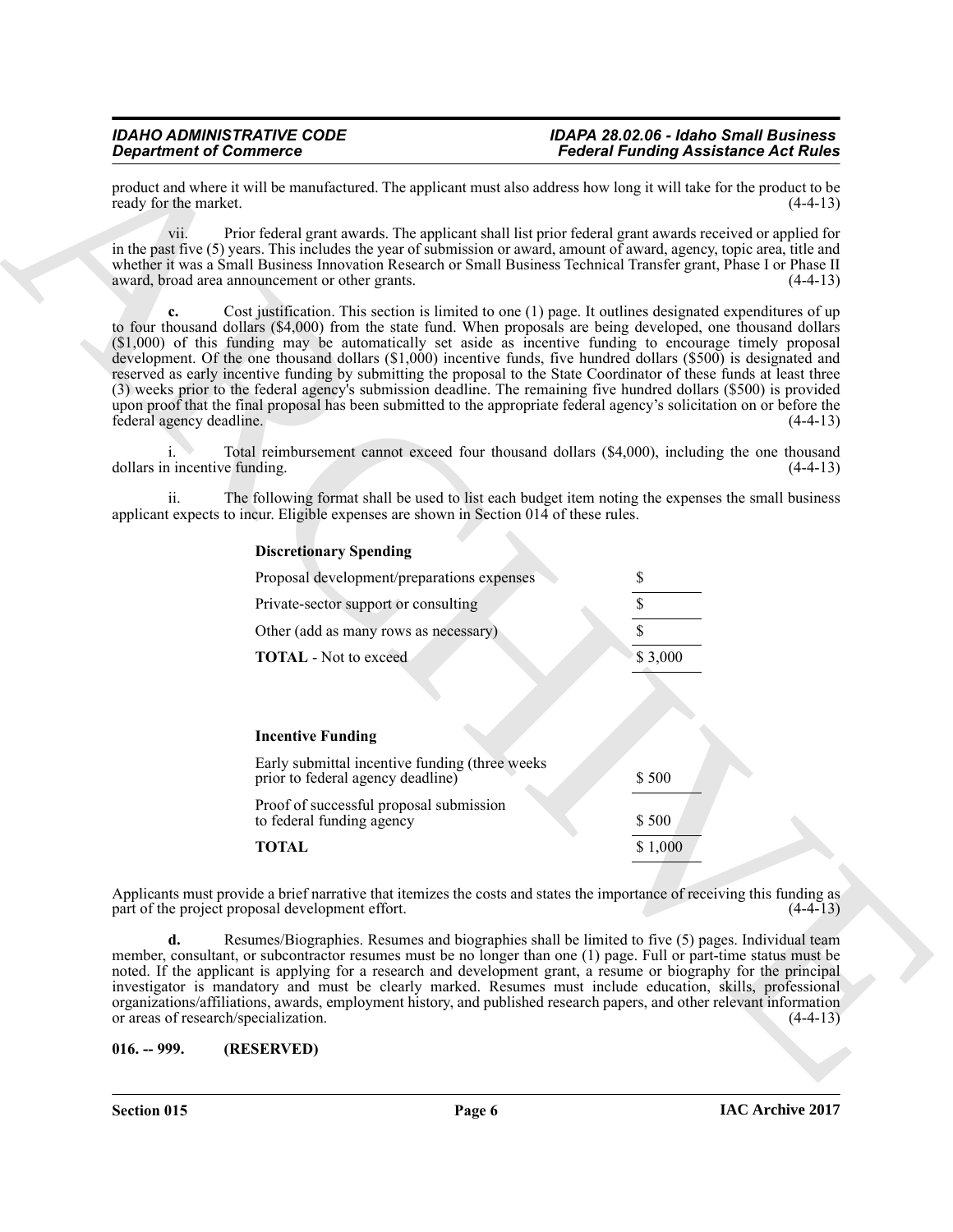product and where it will be manufactured. The applicant must also address how long it will take for the product to be ready for the market. (4-4-13)

vii. Prior federal grant awards. The applicant shall list prior federal grant awards received or applied for in the past five (5) years. This includes the year of submission or award, amount of award, agency, topic area, title and whether it was a Small Business Innovation Research or Small Business Technical Transfer grant, Phase I or Phase II award, broad area announcement or other grants. (4-4-13)

**c.** Cost justification. This section is limited to one (1) page. It outlines designated expenditures of up to four thousand dollars ($4,000) from the state fund. When proposals are being developed, one thousand dollars ($1,000) of this funding may be automatically set aside as incentive funding to encourage timely proposal development. Of the one thousand dollars ($1,000) incentive funds, five hundred dollars ($500) is designated and reserved as early incentive funding by submitting the proposal to the State Coordinator of these funds at least three (3) weeks prior to the federal agency's submission deadline. The remaining five hundred dollars ($500) is provided upon proof that the final proposal has been submitted to the appropriate federal agency's solicitation on or before the federal agency deadline. (4-4-13)

i. Total reimbursement cannot exceed four thousand dollars ($4,000), including the one thousand dollars in incentive funding. (4-4-13)

ii. The following format shall be used to list each budget item noting the expenses the small business applicant expects to incur. Eligible expenses are shown in Section 014 of these rules.

| **Discretionary Spending** | |
|---|---|
| Proposal development/preparations expenses | $ |
| Private-sector support or consulting | $ |
| Other (add as many rows as necessary) | $ |
| **TOTAL** - Not to exceed | $ 3,000 |

| **Incentive Funding** | |
|---|---|
| Early submittal incentive funding (three weeks prior to federal agency deadline) | $ 500 |
| Proof of successful proposal submission to federal funding agency | $ 500 |
| **TOTAL** | $ 1,000 |

Applicants must provide a brief narrative that itemizes the costs and states the importance of receiving this funding as part of the project proposal development effort. (4-4-13)

**d.** Resumes/Biographies. Resumes and biographies shall be limited to five (5) pages. Individual team member, consultant, or subcontractor resumes must be no longer than one (1) page. Full or part-time status must be noted. If the applicant is applying for a research and development grant, a resume or biography for the principal investigator is mandatory and must be clearly marked. Resumes must include education, skills, professional organizations/affiliations, awards, employment history, and published research papers, and other relevant information or areas of research/specialization. (4-4-13)

**016. -- 999. (RESERVED)**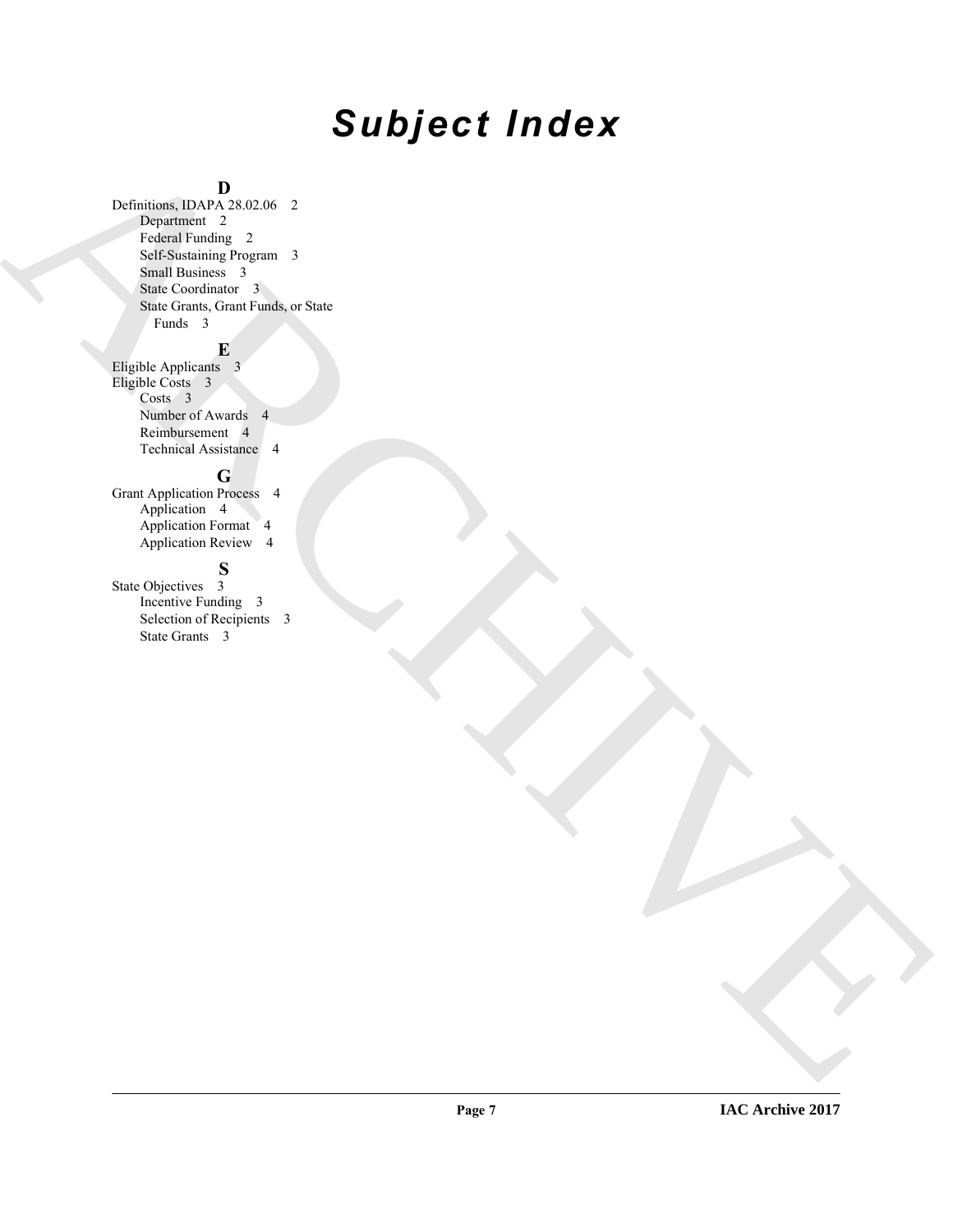# *Subject Index*

**D**

Definitions, IDAPA 28.02.06 2
- Department 2
- Federal Funding 2
- Self-Sustaining Program 3
- Small Business 3
- State Coordinator 3
- State Grants, Grant Funds, or State Funds 3

**E**

Eligible Applicants 3

Eligible Costs 3
- Costs 3
- Number of Awards 4
- Reimbursement 4
- Technical Assistance 4

**G**

Grant Application Process 4
- Application 4
- Application Format 4
- Application Review 4

**S**

State Objectives 3
- Incentive Funding 3
- Selection of Recipients 3
- State Grants 3